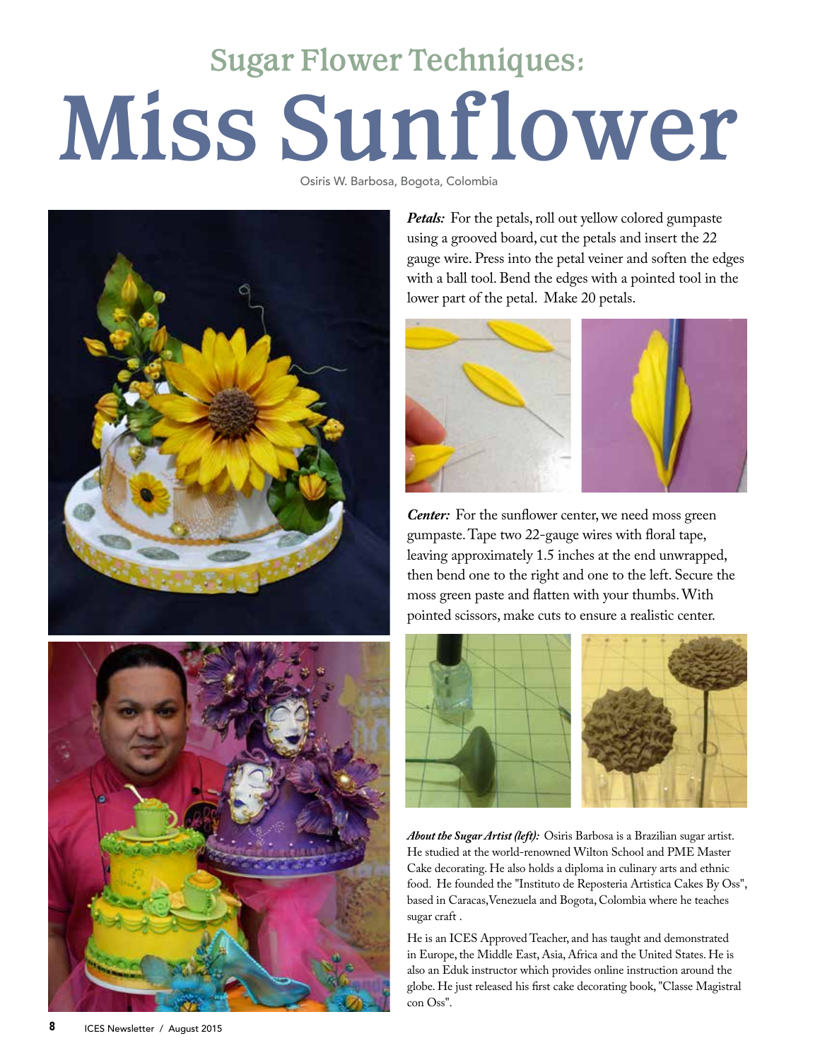## Sugar Flower Techniques:

# Miss Sunflower

Osiris W. Barbosa, Bogota, Colombia

***Petals:*** For the petals, roll out yellow colored gumpaste using a grooved board, cut the petals and insert the 22 gauge wire. Press into the petal veiner and soften the edges with a ball tool. Bend the edges with a pointed tool in the lower part of the petal. Make 20 petals.

***Center:*** For the sunflower center, we need moss green gumpaste. Tape two 22-gauge wires with floral tape, leaving approximately 1.5 inches at the end unwrapped, then bend one to the right and one to the left. Secure the moss green paste and flatten with your thumbs. With pointed scissors, make cuts to ensure a realistic center.

***About the Sugar Artist (left):*** Osiris Barbosa is a Brazilian sugar artist. He studied at the world-renowned Wilton School and PME Master Cake decorating. He also holds a diploma in culinary arts and ethnic food. He founded the "Instituto de Reposteria Artistica Cakes By Oss", based in Caracas, Venezuela and Bogota, Colombia where he teaches sugar craft .

He is an ICES Approved Teacher, and has taught and demonstrated in Europe, the Middle East, Asia, Africa and the United States. He is also an Eduk instructor which provides online instruction around the globe. He just released his first cake decorating book, "Classe Magistral con Oss".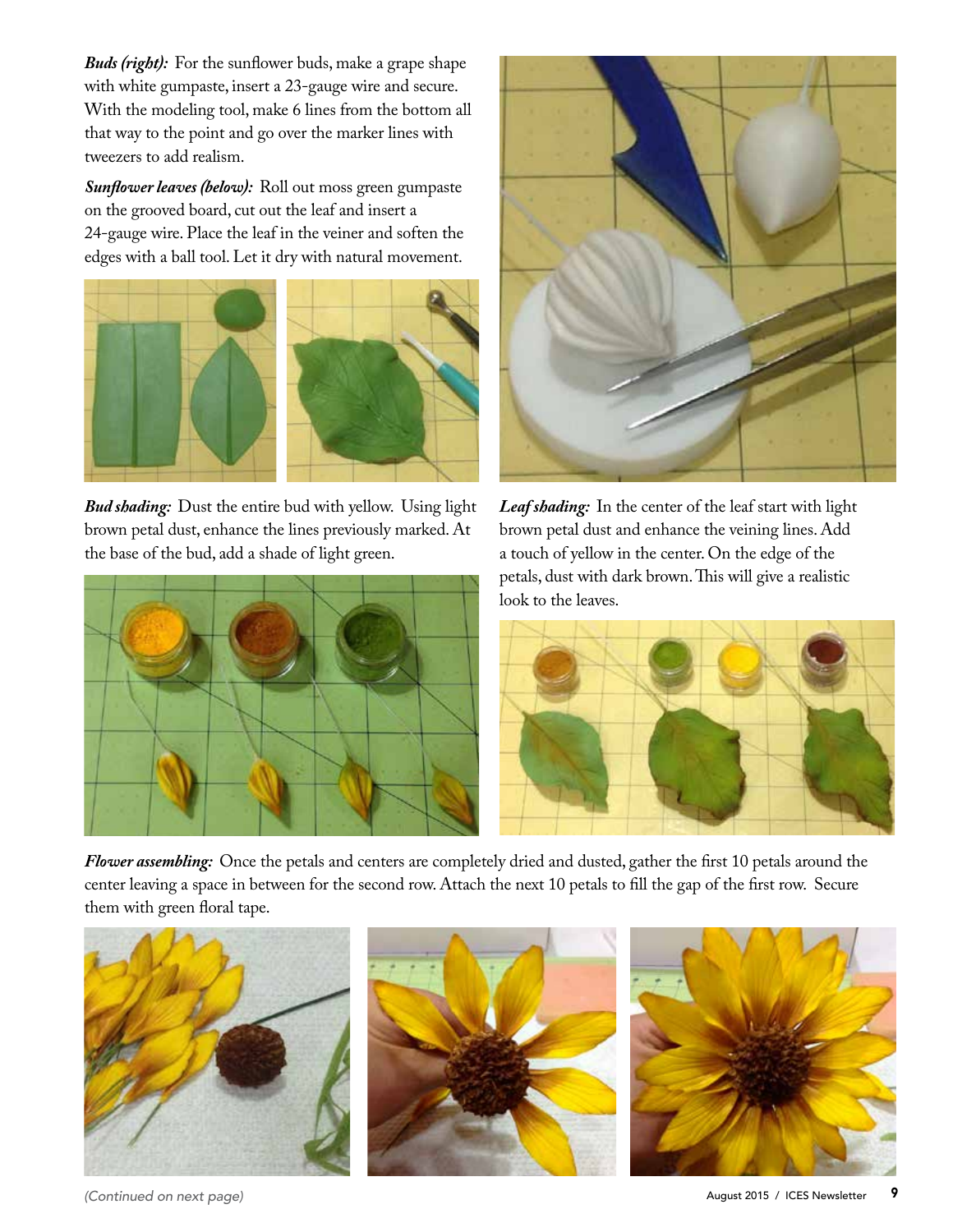***Buds (right):*** For the sunflower buds, make a grape shape with white gumpaste, insert a 23-gauge wire and secure. With the modeling tool, make 6 lines from the bottom all that way to the point and go over the marker lines with tweezers to add realism.

***Sunflower leaves (below):*** Roll out moss green gumpaste on the grooved board, cut out the leaf and insert a 24-gauge wire. Place the leaf in the veiner and soften the edges with a ball tool. Let it dry with natural movement.

***Bud shading:*** Dust the entire bud with yellow. Using light brown petal dust, enhance the lines previously marked. At the base of the bud, add a shade of light green.

***Leaf shading:*** In the center of the leaf start with light brown petal dust and enhance the veining lines. Add a touch of yellow in the center. On the edge of the petals, dust with dark brown. This will give a realistic look to the leaves.

***Flower assembling:*** Once the petals and centers are completely dried and dusted, gather the first 10 petals around the center leaving a space in between for the second row. Attach the next 10 petals to fill the gap of the first row. Secure them with green floral tape.

*(Continued on next page)*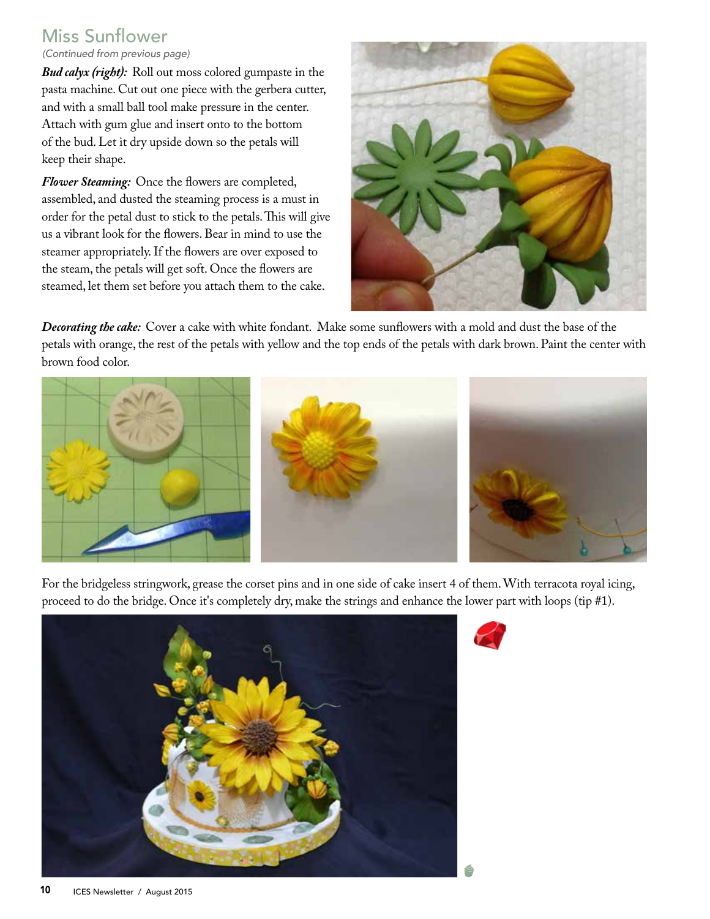## Miss Sunflower

*(Continued from previous page)*

***Bud calyx (right):*** Roll out moss colored gumpaste in the pasta machine. Cut out one piece with the gerbera cutter, and with a small ball tool make pressure in the center. Attach with gum glue and insert onto to the bottom of the bud. Let it dry upside down so the petals will keep their shape.

***Flower Steaming:*** Once the flowers are completed, assembled, and dusted the steaming process is a must in order for the petal dust to stick to the petals. This will give us a vibrant look for the flowers. Bear in mind to use the steamer appropriately. If the flowers are over exposed to the steam, the petals will get soft. Once the flowers are steamed, let them set before you attach them to the cake.

***Decorating the cake:*** Cover a cake with white fondant. Make some sunflowers with a mold and dust the base of the petals with orange, the rest of the petals with yellow and the top ends of the petals with dark brown. Paint the center with brown food color.

For the bridgeless stringwork, grease the corset pins and in one side of cake insert 4 of them. With terracota royal icing, proceed to do the bridge. Once it's completely dry, make the strings and enhance the lower part with loops (tip #1).